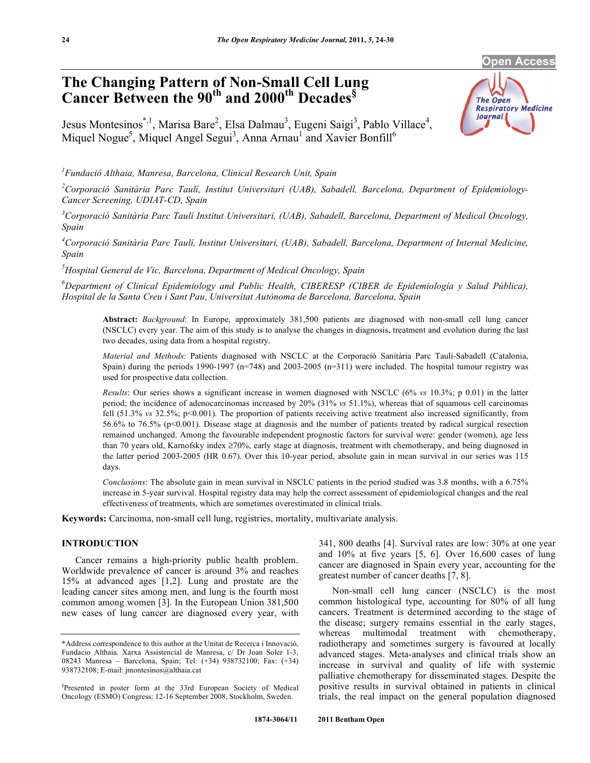Open Access

# The Changing Pattern of Non-Small Cell Lung Cancer Between the 90th and 2000th Decades§

Jesus Montesinos*[,1], Marisa Bare[2], Elsa Dalmau[3], Eugeni Saigi[3], Pablo Villace[4], Miquel Nogue[5], Miquel Angel Segui[3], Anna Arnau[1] and Xavier Bonfill[6]

[1]*Fundació Althaia, Manresa, Barcelona, Clinical Research Unit, Spain*

[2]*Corporació Sanitària Parc Taulí, Institut Universitari (UAB), Sabadell, Barcelona, Department of Epidemiology-Cancer Screening, UDIAT-CD, Spain*

[3]*Corporació Sanitària Parc Taulí Institut Universitari, (UAB), Sabadell, Barcelona, Department of Medical Oncology, Spain*

[4]*Corporació Sanitària Parc Taulí, Institut Universitari, (UAB), Sabadell, Barcelona, Department of Internal Medicine, Spain*

[5]*Hospital General de Vic, Barcelona, Department of Medical Oncology, Spain*

[6]*Department of Clinical Epidemiology and Public Health, CIBERESP (CIBER de Epidemiología y Salud Pública), Hospital de la Santa Creu i Sant Pau, Universitat Autònoma de Barcelona, Barcelona, Spain*

**Abstract:** *Background*: In Europe, approximately 381,500 patients are diagnosed with non-small cell lung cancer (NSCLC) every year. The aim of this study is to analyse the changes in diagnosis, treatment and evolution during the last two decades, using data from a hospital registry.

*Material and Methods*: Patients diagnosed with NSCLC at the Corporació Sanitària Parc Taulí-Sabadell (Catalonia, Spain) during the periods 1990-1997 (n=748) and 2003-2005 (n=311) were included. The hospital tumour registry was used for prospective data collection.

*Results*: Our series shows a significant increase in women diagnosed with NSCLC (6% *vs* 10.3%; p 0.01) in the latter period; the incidence of adenocarcinomas increased by 20% (31% *vs* 51.1%), whereas that of squamous cell carcinomas fell (51.3% *vs* 32.5%; p<0.001). The proportion of patients receiving active treatment also increased significantly, from 56.6% to 76.5% (p<0.001). Disease stage at diagnosis and the number of patients treated by radical surgical resection remained unchanged. Among the favourable independent prognostic factors for survival were: gender (women), age less than 70 years old, Karnofsky index ≥70%, early stage at diagnosis, treatment with chemotherapy, and being diagnosed in the latter period 2003-2005 (HR 0.67). Over this 10-year period, absolute gain in mean survival in our series was 115 days.

*Conclusions*: The absolute gain in mean survival in NSCLC patients in the period studied was 3.8 months, with a 6.75% increase in 5-year survival. Hospital registry data may help the correct assessment of epidemiological changes and the real effectiveness of treatments, which are sometimes overestimated in clinical trials.

**Keywords:** Carcinoma, non-small cell lung, registries, mortality, multivariate analysis.

## INTRODUCTION

Cancer remains a high-priority public health problem. Worldwide prevalence of cancer is around 3% and reaches 15% at advanced ages [1,2]. Lung and prostate are the leading cancer sites among men, and lung is the fourth most common among women [3]. In the European Union 381,500 new cases of lung cancer are diagnosed every year, with 341, 800 deaths [4]. Survival rates are low: 30% at one year and 10% at five years [5, 6]. Over 16,600 cases of lung cancer are diagnosed in Spain every year, accounting for the greatest number of cancer deaths [7, 8].

Non-small cell lung cancer (NSCLC) is the most common histological type, accounting for 80% of all lung cancers. Treatment is determined according to the stage of the disease; surgery remains essential in the early stages, whereas multimodal treatment with chemotherapy, radiotherapy and sometimes surgery is favoured at locally advanced stages. Meta-analyses and clinical trials show an increase in survival and quality of life with systemic palliative chemotherapy for disseminated stages. Despite the positive results in survival obtained in patients in clinical trials, the real impact on the general population diagnosed

---

*Address correspondence to this author at the Unitat de Recerca i Innovació, Fundacio Althaia. Xarxa Assistencial de Manresa, c/ Dr Joan Soler 1-3, 08243 Manresa – Barcelona, Spain; Tel: (+34) 938732100; Fax: (+34) 938732108; E-mail: jmontesinos@althaia.cat

§Presented in poster form at the 33rd European Society of Medical Oncology (ESMO) Congress: 12-16 September 2008, Stockholm, Sweden.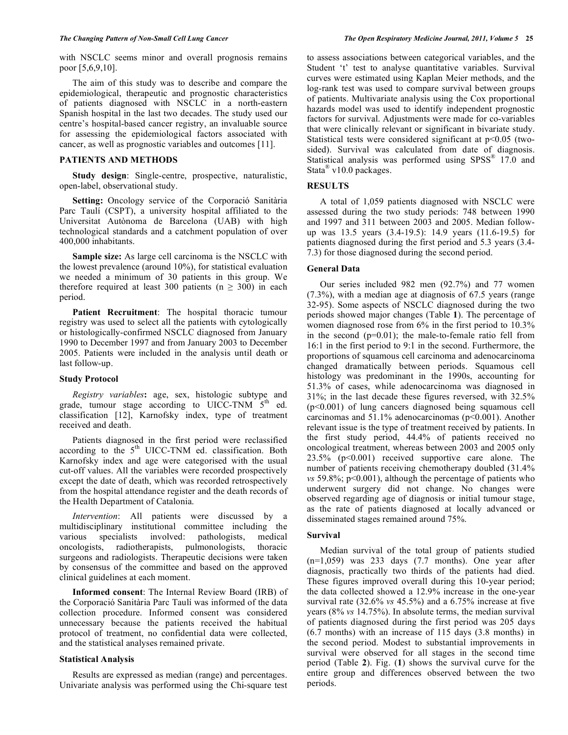with NSCLC seems minor and overall prognosis remains poor [5,6,9,10].

The aim of this study was to describe and compare the epidemiological, therapeutic and prognostic characteristics of patients diagnosed with NSCLC in a north-eastern Spanish hospital in the last two decades. The study used our centre's hospital-based cancer registry, an invaluable source for assessing the epidemiological factors associated with cancer, as well as prognostic variables and outcomes [11].

## PATIENTS AND METHODS

**Study design**: Single-centre, prospective, naturalistic, open-label, observational study.

**Setting:** Oncology service of the Corporació Sanitària Parc Taulí (CSPT), a university hospital affiliated to the Universitat Autònoma de Barcelona (UAB) with high technological standards and a catchment population of over 400,000 inhabitants.

**Sample size:** As large cell carcinoma is the NSCLC with the lowest prevalence (around 10%), for statistical evaluation we needed a minimum of 30 patients in this group. We therefore required at least 300 patients ($n \geq 300$) in each period.

**Patient Recruitment**: The hospital thoracic tumour registry was used to select all the patients with cytologically or histologically-confirmed NSCLC diagnosed from January 1990 to December 1997 and from January 2003 to December 2005. Patients were included in the analysis until death or last follow-up.

### Study Protocol

*Registry variables***:** age, sex, histologic subtype and grade, tumour stage according to UICC-TNM 5th ed. classification [12], Karnofsky index, type of treatment received and death.

Patients diagnosed in the first period were reclassified according to the 5th UICC-TNM ed. classification. Both Karnofsky index and age were categorised with the usual cut-off values. All the variables were recorded prospectively except the date of death, which was recorded retrospectively from the hospital attendance register and the death records of the Health Department of Catalonia.

*Intervention*: All patients were discussed by a multidisciplinary institutional committee including the various specialists involved: pathologists, medical oncologists, radiotherapists, pulmonologists, thoracic surgeons and radiologists. Therapeutic decisions were taken by consensus of the committee and based on the approved clinical guidelines at each moment.

**Informed consent**: The Internal Review Board (IRB) of the Corporació Sanitària Parc Taulí was informed of the data collection procedure. Informed consent was considered unnecessary because the patients received the habitual protocol of treatment, no confidential data were collected, and the statistical analyses remained private.

### Statistical Analysis

Results are expressed as median (range) and percentages. Univariate analysis was performed using the Chi-square test to assess associations between categorical variables, and the Student 't' test to analyse quantitative variables. Survival curves were estimated using Kaplan Meier methods, and the log-rank test was used to compare survival between groups of patients. Multivariate analysis using the Cox proportional hazards model was used to identify independent prognostic factors for survival. Adjustments were made for co-variables that were clinically relevant or significant in bivariate study. Statistical tests were considered significant at $p<0.05$ (two-sided). Survival was calculated from date of diagnosis. Statistical analysis was performed using SPSS® 17.0 and Stata® v10.0 packages.

## RESULTS

A total of 1,059 patients diagnosed with NSCLC were assessed during the two study periods: 748 between 1990 and 1997 and 311 between 2003 and 2005. Median follow-up was 13.5 years (3.4-19.5): 14.9 years (11.6-19.5) for patients diagnosed during the first period and 5.3 years (3.4-7.3) for those diagnosed during the second period.

### General Data

Our series included 982 men (92.7%) and 77 women (7.3%), with a median age at diagnosis of 67.5 years (range 32-95). Some aspects of NSCLC diagnosed during the two periods showed major changes (Table **1**). The percentage of women diagnosed rose from 6% in the first period to 10.3% in the second ($p=0.01$); the male-to-female ratio fell from 16:1 in the first period to 9:1 in the second. Furthermore, the proportions of squamous cell carcinoma and adenocarcinoma changed dramatically between periods. Squamous cell histology was predominant in the 1990s, accounting for 51.3% of cases, while adenocarcinoma was diagnosed in 31%; in the last decade these figures reversed, with 32.5% ($p<0.001$) of lung cancers diagnosed being squamous cell carcinomas and 51.1% adenocarcinomas ($p<0.001$). Another relevant issue is the type of treatment received by patients. In the first study period, 44.4% of patients received no oncological treatment, whereas between 2003 and 2005 only 23.5% ($p<0.001$) received supportive care alone. The number of patients receiving chemotherapy doubled (31.4% *vs* 59.8%; $p<0.001$), although the percentage of patients who underwent surgery did not change. No changes were observed regarding age of diagnosis or initial tumour stage, as the rate of patients diagnosed at locally advanced or disseminated stages remained around 75%.

### Survival

Median survival of the total group of patients studied (n=1,059) was 233 days (7.7 months). One year after diagnosis, practically two thirds of the patients had died. These figures improved overall during this 10-year period; the data collected showed a 12.9% increase in the one-year survival rate (32.6% *vs* 45.5%) and a 6.75% increase at five years (8% *vs* 14.75%). In absolute terms, the median survival of patients diagnosed during the first period was 205 days (6.7 months) with an increase of 115 days (3.8 months) in the second period. Modest to substantial improvements in survival were observed for all stages in the second time period (Table **2**). Fig. (**1**) shows the survival curve for the entire group and differences observed between the two periods.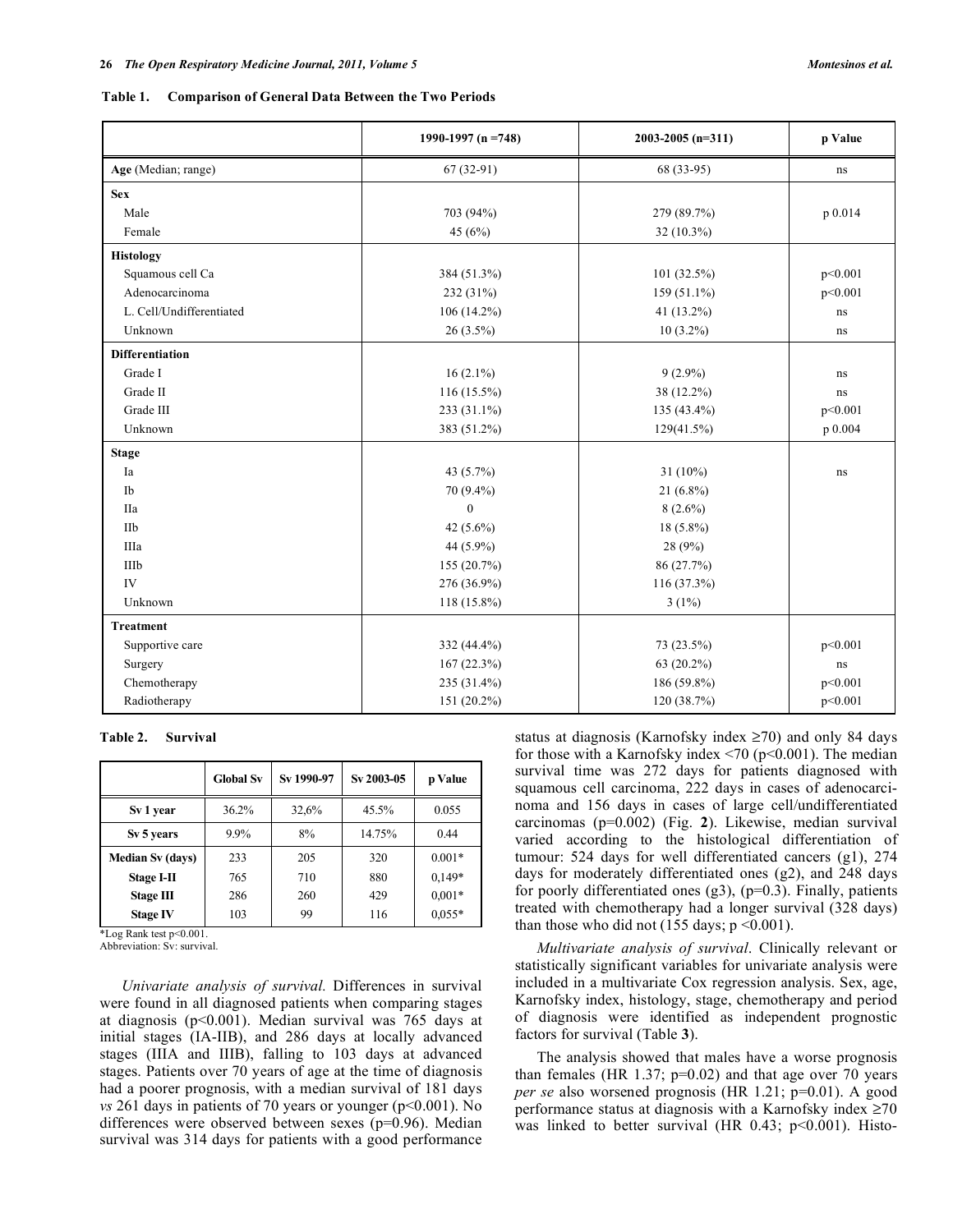**Table 1. Comparison of General Data Between the Two Periods**

| | 1990-1997 (n =748) | 2003-2005 (n=311) | p Value |
|---|---|---|---|
| **Age** (Median; range) | 67 (32-91) | 68 (33-95) | ns |
| **Sex** | | | |
| Male | 703 (94%) | 279 (89.7%) | p 0.014 |
| Female | 45 (6%) | 32 (10.3%) | |
| **Histology** | | | |
| Squamous cell Ca | 384 (51.3%) | 101 (32.5%) | p<0.001 |
| Adenocarcinoma | 232 (31%) | 159 (51.1%) | p<0.001 |
| L. Cell/Undifferentiated | 106 (14.2%) | 41 (13.2%) | ns |
| Unknown | 26 (3.5%) | 10 (3.2%) | ns |
| **Differentiation** | | | |
| Grade I | 16 (2.1%) | 9 (2.9%) | ns |
| Grade II | 116 (15.5%) | 38 (12.2%) | ns |
| Grade III | 233 (31.1%) | 135 (43.4%) | p<0.001 |
| Unknown | 383 (51.2%) | 129(41.5%) | p 0.004 |
| **Stage** | | | |
| Ia | 43 (5.7%) | 31 (10%) | ns |
| Ib | 70 (9.4%) | 21 (6.8%) | |
| IIa | 0 | 8 (2.6%) | |
| IIb | 42 (5.6%) | 18 (5.8%) | |
| IIIa | 44 (5.9%) | 28 (9%) | |
| IIIb | 155 (20.7%) | 86 (27.7%) | |
| IV | 276 (36.9%) | 116 (37.3%) | |
| Unknown | 118 (15.8%) | 3 (1%) | |
| **Treatment** | | | |
| Supportive care | 332 (44.4%) | 73 (23.5%) | p<0.001 |
| Surgery | 167 (22.3%) | 63 (20.2%) | ns |
| Chemotherapy | 235 (31.4%) | 186 (59.8%) | p<0.001 |
| Radiotherapy | 151 (20.2%) | 120 (38.7%) | p<0.001 |

**Table 2. Survival**

| | Global Sv | Sv 1990-97 | Sv 2003-05 | p Value |
|---|---|---|---|---|
| **Sv 1 year** | 36.2% | 32,6% | 45.5% | 0.055 |
| **Sv 5 years** | 9.9% | 8% | 14.75% | 0.44 |
| **Median Sv (days)** | 233 | 205 | 320 | 0,001* |
| **Stage I-II** | 765 | 710 | 880 | 0,149* |
| **Stage III** | 286 | 260 | 429 | 0,001* |
| **Stage IV** | 103 | 99 | 116 | 0,055* |

*Log Rank test p<0.001.
Abbreviation: Sv: survival.

*Univariate analysis of survival.* Differences in survival were found in all diagnosed patients when comparing stages at diagnosis (p<0.001). Median survival was 765 days at initial stages (IA-IIB), and 286 days at locally advanced stages (IIIA and IIIB), falling to 103 days at advanced stages. Patients over 70 years of age at the time of diagnosis had a poorer prognosis, with a median survival of 181 days *vs* 261 days in patients of 70 years or younger (p<0.001). No differences were observed between sexes (p=0.96). Median survival was 314 days for patients with a good performance status at diagnosis (Karnofsky index ≥70) and only 84 days for those with a Karnofsky index <70 (p<0.001). The median survival time was 272 days for patients diagnosed with squamous cell carcinoma, 222 days in cases of adenocarcinoma and 156 days in cases of large cell/undifferentiated carcinomas (p=0.002) (Fig. **2**). Likewise, median survival varied according to the histological differentiation of tumour: 524 days for well differentiated cancers (g1), 274 days for moderately differentiated ones (g2), and 248 days for poorly differentiated ones (g3), (p=0.3). Finally, patients treated with chemotherapy had a longer survival (328 days) than those who did not (155 days; p <0.001).

*Multivariate analysis of survival*. Clinically relevant or statistically significant variables for univariate analysis were included in a multivariate Cox regression analysis. Sex, age, Karnofsky index, histology, stage, chemotherapy and period of diagnosis were identified as independent prognostic factors for survival (Table **3**).

The analysis showed that males have a worse prognosis than females (HR 1.37; p=0.02) and that age over 70 years *per se* also worsened prognosis (HR 1.21; p=0.01). A good performance status at diagnosis with a Karnofsky index ≥70 was linked to better survival (HR 0.43; p<0.001). Histo-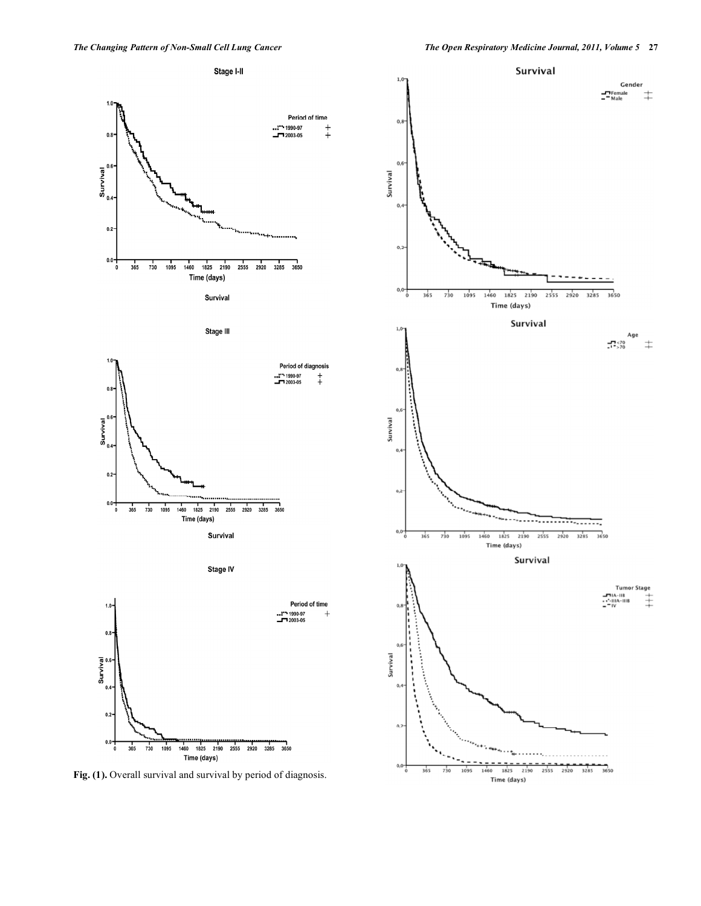Stage I-II

Period of time
1990-97
2003-05

Survival

Time (days)

0 365 730 1095 1460 1825 2190 2555 2920 3285 3650

Survival

Stage III

Period of diagnosis
1990-97
2003-05

Survival

Time (days)

Survival

Stage IV

Period of time
1990-97
2003-05

Survival

Time (days)

Survival

Gender
Female
Male

Survival

Time (days)

Survival

Age
<70
>70

Survival

Time (days)

Survival

Tumor Stage
IA-IIB
IIIA-IIIB
IV

Survival

Time (days)

**Fig. (1).** Overall survival and survival by period of diagnosis.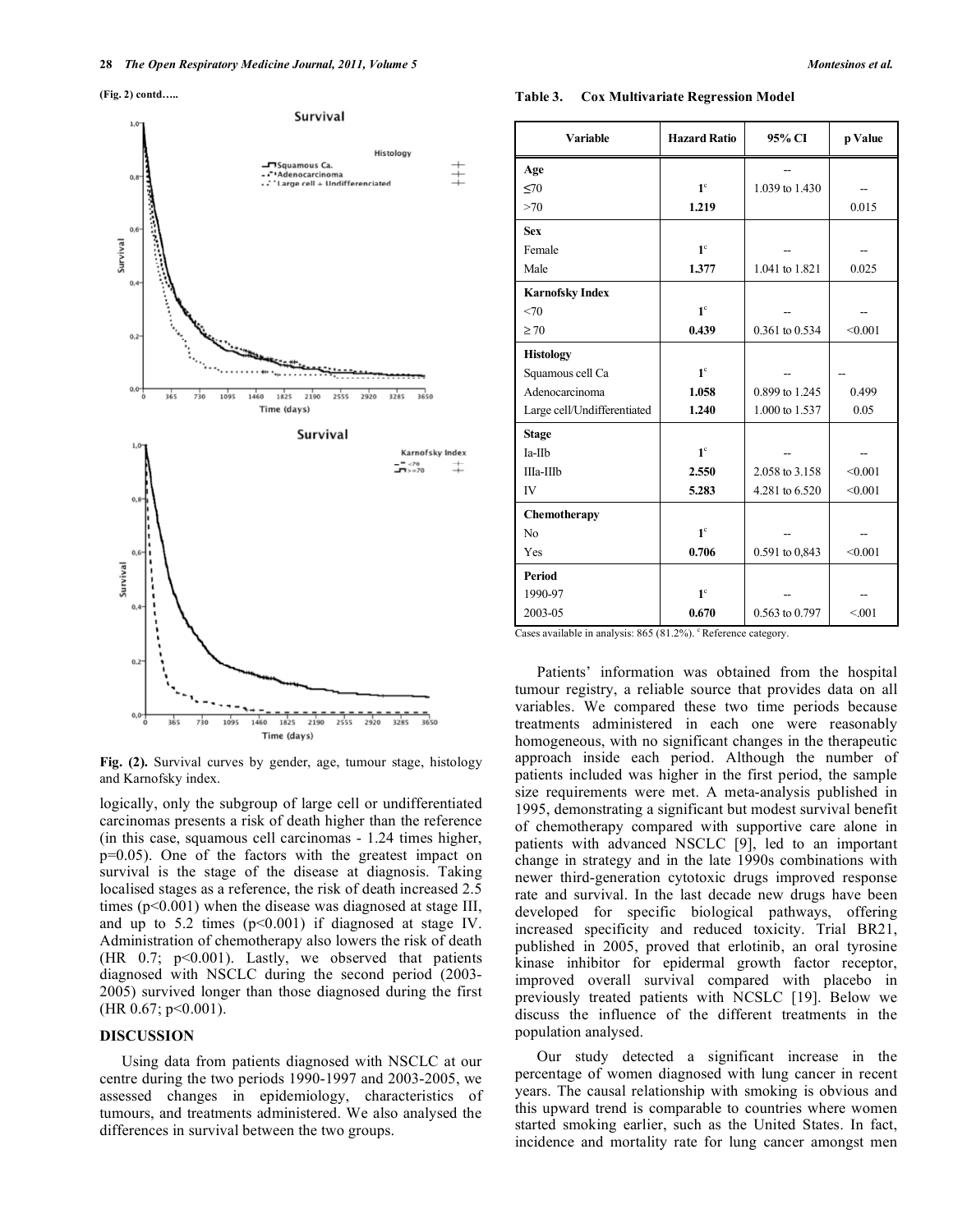(Fig. 2) contd…..

Survival

Histology

Squamous Ca.

Adenocarcinoma

Large cell + Undifferenciated

Survival

Time (days)

0 365 730 1095 1460 1825 2190 2555 2920 3285 3650

0,0 0,2 0,4 0,6 0,8 1,0

Survival

Karnofsky Index

<70

>=70

Survival

Time (days)

0 365 730 1095 1460 1825 2190 2555 2920 3285 3650

0,0 0,2 0,4 0,6 0,8 1,0

**Fig. (2).** Survival curves by gender, age, tumour stage, histology and Karnofsky index.

logically, only the subgroup of large cell or undifferentiated carcinomas presents a risk of death higher than the reference (in this case, squamous cell carcinomas - 1.24 times higher, p=0.05). One of the factors with the greatest impact on survival is the stage of the disease at diagnosis. Taking localised stages as a reference, the risk of death increased 2.5 times (p<0.001) when the disease was diagnosed at stage III, and up to 5.2 times (p<0.001) if diagnosed at stage IV. Administration of chemotherapy also lowers the risk of death (HR 0.7; p<0.001). Lastly, we observed that patients diagnosed with NSCLC during the second period (2003-2005) survived longer than those diagnosed during the first (HR 0.67; p<0.001).

## DISCUSSION

Using data from patients diagnosed with NSCLC at our centre during the two periods 1990-1997 and 2003-2005, we assessed changes in epidemiology, characteristics of tumours, and treatments administered. We also analysed the differences in survival between the two groups.

**Table 3. Cox Multivariate Regression Model**

| Variable | Hazard Ratio | 95% CI | p Value |
|---|---|---|---|
| **Age** | | -- | |
| ≤70 | 1[c] | 1.039 to 1.430 | -- |
| >70 | **1.219** | | 0.015 |
| **Sex** | | | |
| Female | 1[c] | -- | -- |
| Male | **1.377** | 1.041 to 1.821 | 0.025 |
| **Karnofsky Index** | | | |
| <70 | 1[c] | -- | -- |
| ≥ 70 | **0.439** | 0.361 to 0.534 | <0.001 |
| **Histology** | | | |
| Squamous cell Ca | 1[c] | -- | -- |
| Adenocarcinoma | **1.058** | 0.899 to 1.245 | 0.499 |
| Large cell/Undifferentiated | **1.240** | 1.000 to 1.537 | 0.05 |
| **Stage** | | | |
| Ia-IIb | 1[c] | -- | -- |
| IIIa-IIIb | **2.550** | 2.058 to 3.158 | <0.001 |
| IV | **5.283** | 4.281 to 6.520 | <0.001 |
| **Chemotherapy** | | | |
| No | 1[c] | -- | -- |
| Yes | **0.706** | 0.591 to 0,843 | <0.001 |
| **Period** | | | |
| 1990-97 | 1[c] | -- | -- |
| 2003-05 | **0.670** | 0.563 to 0.797 | <.001 |

Cases available in analysis: 865 (81.2%). [c] Reference category.

Patients' information was obtained from the hospital tumour registry, a reliable source that provides data on all variables. We compared these two time periods because treatments administered in each one were reasonably homogeneous, with no significant changes in the therapeutic approach inside each period. Although the number of patients included was higher in the first period, the sample size requirements were met. A meta-analysis published in 1995, demonstrating a significant but modest survival benefit of chemotherapy compared with supportive care alone in patients with advanced NSCLC [9], led to an important change in strategy and in the late 1990s combinations with newer third-generation cytotoxic drugs improved response rate and survival. In the last decade new drugs have been developed for specific biological pathways, offering increased specificity and reduced toxicity. Trial BR21, published in 2005, proved that erlotinib, an oral tyrosine kinase inhibitor for epidermal growth factor receptor, improved overall survival compared with placebo in previously treated patients with NCSLC [19]. Below we discuss the influence of the different treatments in the population analysed.

Our study detected a significant increase in the percentage of women diagnosed with lung cancer in recent years. The causal relationship with smoking is obvious and this upward trend is comparable to countries where women started smoking earlier, such as the United States. In fact, incidence and mortality rate for lung cancer amongst men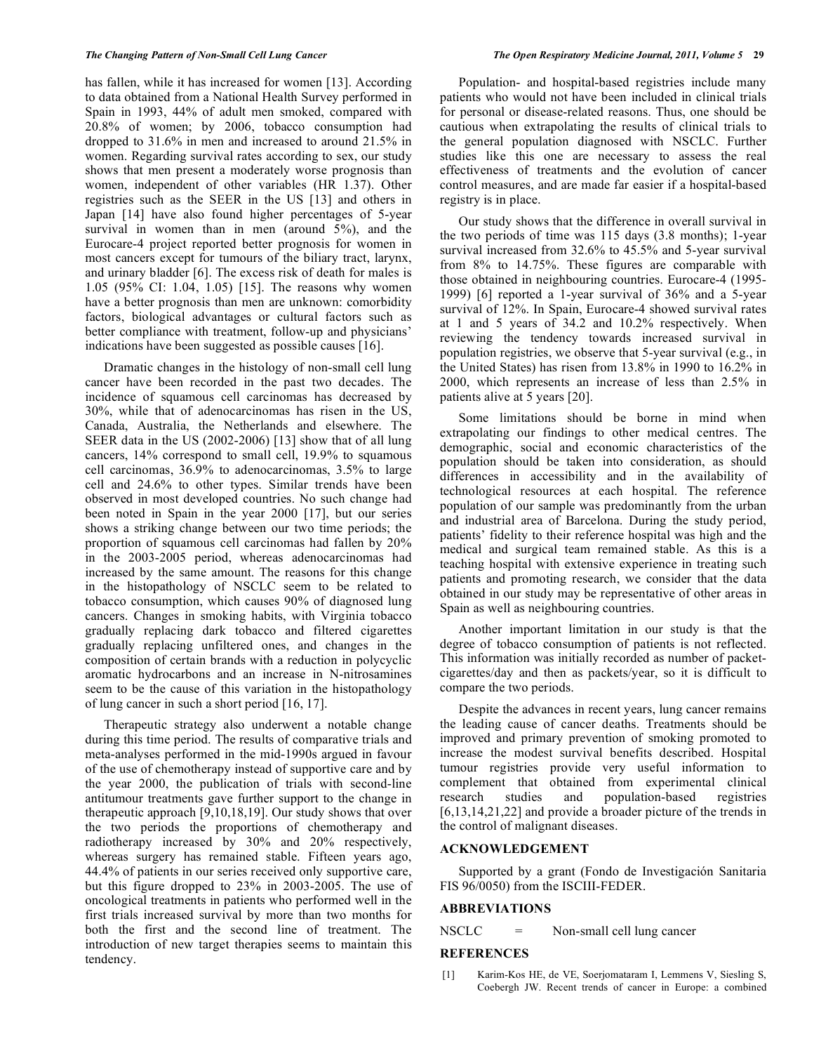has fallen, while it has increased for women [13]. According to data obtained from a National Health Survey performed in Spain in 1993, 44% of adult men smoked, compared with 20.8% of women; by 2006, tobacco consumption had dropped to 31.6% in men and increased to around 21.5% in women. Regarding survival rates according to sex, our study shows that men present a moderately worse prognosis than women, independent of other variables (HR 1.37). Other registries such as the SEER in the US [13] and others in Japan [14] have also found higher percentages of 5-year survival in women than in men (around 5%), and the Eurocare-4 project reported better prognosis for women in most cancers except for tumours of the biliary tract, larynx, and urinary bladder [6]. The excess risk of death for males is 1.05 (95% CI: 1.04, 1.05) [15]. The reasons why women have a better prognosis than men are unknown: comorbidity factors, biological advantages or cultural factors such as better compliance with treatment, follow-up and physicians' indications have been suggested as possible causes [16].

Dramatic changes in the histology of non-small cell lung cancer have been recorded in the past two decades. The incidence of squamous cell carcinomas has decreased by 30%, while that of adenocarcinomas has risen in the US, Canada, Australia, the Netherlands and elsewhere. The SEER data in the US (2002-2006) [13] show that of all lung cancers, 14% correspond to small cell, 19.9% to squamous cell carcinomas, 36.9% to adenocarcinomas, 3.5% to large cell and 24.6% to other types. Similar trends have been observed in most developed countries. No such change had been noted in Spain in the year 2000 [17], but our series shows a striking change between our two time periods; the proportion of squamous cell carcinomas had fallen by 20% in the 2003-2005 period, whereas adenocarcinomas had increased by the same amount. The reasons for this change in the histopathology of NSCLC seem to be related to tobacco consumption, which causes 90% of diagnosed lung cancers. Changes in smoking habits, with Virginia tobacco gradually replacing dark tobacco and filtered cigarettes gradually replacing unfiltered ones, and changes in the composition of certain brands with a reduction in polycyclic aromatic hydrocarbons and an increase in N-nitrosamines seem to be the cause of this variation in the histopathology of lung cancer in such a short period [16, 17].

Therapeutic strategy also underwent a notable change during this time period. The results of comparative trials and meta-analyses performed in the mid-1990s argued in favour of the use of chemotherapy instead of supportive care and by the year 2000, the publication of trials with second-line antitumour treatments gave further support to the change in therapeutic approach [9,10,18,19]. Our study shows that over the two periods the proportions of chemotherapy and radiotherapy increased by 30% and 20% respectively, whereas surgery has remained stable. Fifteen years ago, 44.4% of patients in our series received only supportive care, but this figure dropped to 23% in 2003-2005. The use of oncological treatments in patients who performed well in the first trials increased survival by more than two months for both the first and the second line of treatment. The introduction of new target therapies seems to maintain this tendency.

Population- and hospital-based registries include many patients who would not have been included in clinical trials for personal or disease-related reasons. Thus, one should be cautious when extrapolating the results of clinical trials to the general population diagnosed with NSCLC. Further studies like this one are necessary to assess the real effectiveness of treatments and the evolution of cancer control measures, and are made far easier if a hospital-based registry is in place.

Our study shows that the difference in overall survival in the two periods of time was 115 days (3.8 months); 1-year survival increased from 32.6% to 45.5% and 5-year survival from 8% to 14.75%. These figures are comparable with those obtained in neighbouring countries. Eurocare-4 (1995-1999) [6] reported a 1-year survival of 36% and a 5-year survival of 12%. In Spain, Eurocare-4 showed survival rates at 1 and 5 years of 34.2 and 10.2% respectively. When reviewing the tendency towards increased survival in population registries, we observe that 5-year survival (e.g., in the United States) has risen from 13.8% in 1990 to 16.2% in 2000, which represents an increase of less than 2.5% in patients alive at 5 years [20].

Some limitations should be borne in mind when extrapolating our findings to other medical centres. The demographic, social and economic characteristics of the population should be taken into consideration, as should differences in accessibility and in the availability of technological resources at each hospital. The reference population of our sample was predominantly from the urban and industrial area of Barcelona. During the study period, patients' fidelity to their reference hospital was high and the medical and surgical team remained stable. As this is a teaching hospital with extensive experience in treating such patients and promoting research, we consider that the data obtained in our study may be representative of other areas in Spain as well as neighbouring countries.

Another important limitation in our study is that the degree of tobacco consumption of patients is not reflected. This information was initially recorded as number of packet-cigarettes/day and then as packets/year, so it is difficult to compare the two periods.

Despite the advances in recent years, lung cancer remains the leading cause of cancer deaths. Treatments should be improved and primary prevention of smoking promoted to increase the modest survival benefits described. Hospital tumour registries provide very useful information to complement that obtained from experimental clinical research studies and population-based registries [6,13,14,21,22] and provide a broader picture of the trends in the control of malignant diseases.

## ACKNOWLEDGEMENT

Supported by a grant (Fondo de Investigación Sanitaria FIS 96/0050) from the ISCIII-FEDER.

## ABBREVIATIONS

NSCLC = Non-small cell lung cancer

## REFERENCES

[1] Karim-Kos HE, de VE, Soerjomataram I, Lemmens V, Siesling S, Coebergh JW. Recent trends of cancer in Europe: a combined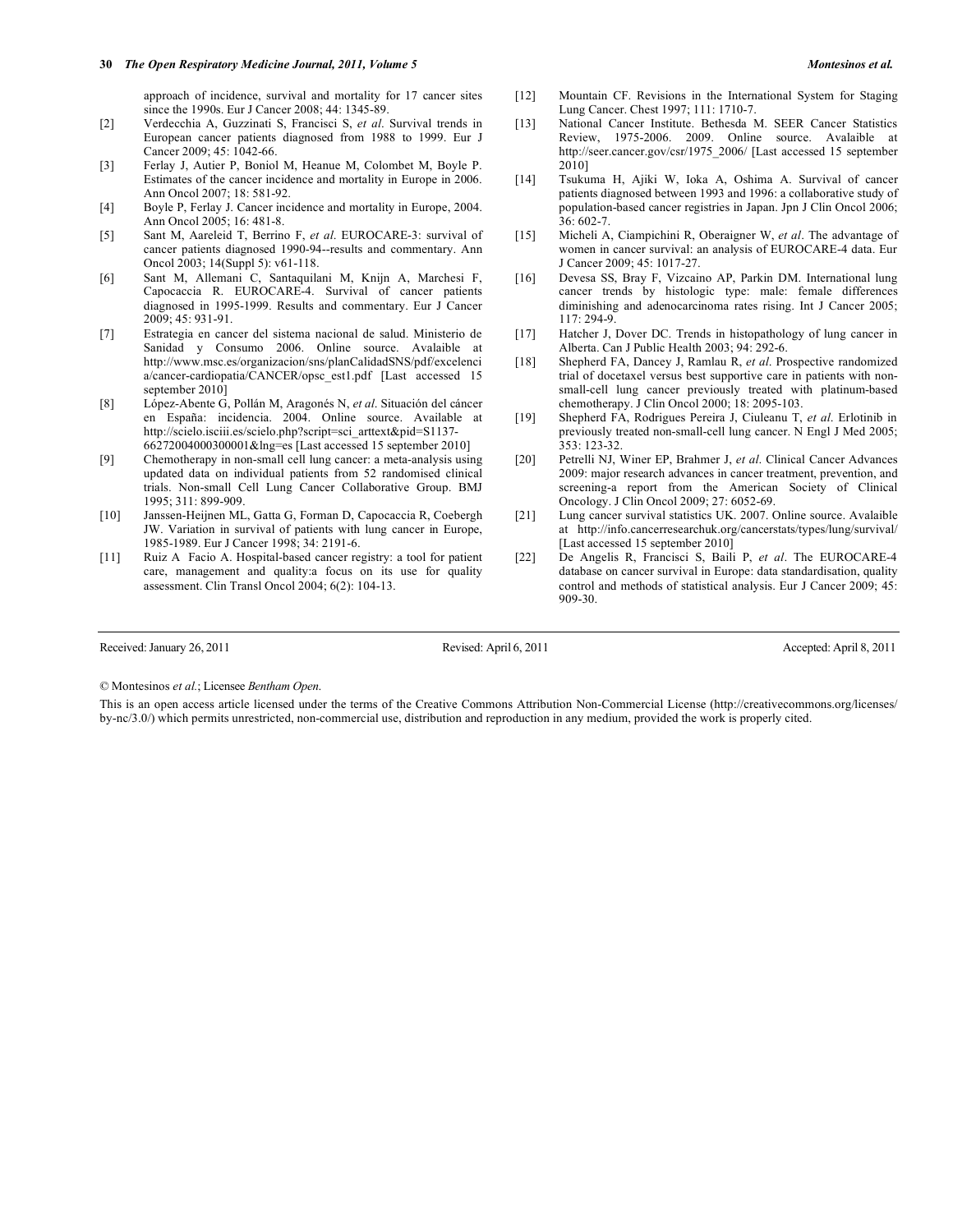approach of incidence, survival and mortality for 17 cancer sites since the 1990s. Eur J Cancer 2008; 44: 1345-89.

[2] Verdecchia A, Guzzinati S, Francisci S, *et al*. Survival trends in European cancer patients diagnosed from 1988 to 1999. Eur J Cancer 2009; 45: 1042-66.

[3] Ferlay J, Autier P, Boniol M, Heanue M, Colombet M, Boyle P. Estimates of the cancer incidence and mortality in Europe in 2006. Ann Oncol 2007; 18: 581-92.

[4] Boyle P, Ferlay J. Cancer incidence and mortality in Europe, 2004. Ann Oncol 2005; 16: 481-8.

[5] Sant M, Aareleid T, Berrino F, *et al*. EUROCARE-3: survival of cancer patients diagnosed 1990-94--results and commentary. Ann Oncol 2003; 14(Suppl 5): v61-118.

[6] Sant M, Allemani C, Santaquilani M, Knijn A, Marchesi F, Capocaccia R. EUROCARE-4. Survival of cancer patients diagnosed in 1995-1999. Results and commentary. Eur J Cancer 2009; 45: 931-91.

[7] Estrategia en cancer del sistema nacional de salud. Ministerio de Sanidad y Consumo 2006. Online source. Avalaible at http://www.msc.es/organizacion/sns/planCalidadSNS/pdf/excelencia/cancer-cardiopatia/CANCER/opsc_est1.pdf [Last accessed 15 september 2010]

[8] López-Abente G, Pollán M, Aragonés N, *et al*. Situación del cáncer en España: incidencia. 2004. Online source. Available at http://scielo.isciii.es/scielo.php?script=sci_arttext&pid=S1137-66272004000300001&lng=es [Last accessed 15 september 2010]

[9] Chemotherapy in non-small cell lung cancer: a meta-analysis using updated data on individual patients from 52 randomised clinical trials. Non-small Cell Lung Cancer Collaborative Group. BMJ 1995; 311: 899-909.

[10] Janssen-Heijnen ML, Gatta G, Forman D, Capocaccia R, Coebergh JW. Variation in survival of patients with lung cancer in Europe, 1985-1989. Eur J Cancer 1998; 34: 2191-6.

[11] Ruiz A Facio A. Hospital-based cancer registry: a tool for patient care, management and quality:a focus on its use for quality assessment. Clin Transl Oncol 2004; 6(2): 104-13.

[12] Mountain CF. Revisions in the International System for Staging Lung Cancer. Chest 1997; 111: 1710-7.

[13] National Cancer Institute. Bethesda M. SEER Cancer Statistics Review, 1975-2006. 2009. Online source. Avalaible at http://seer.cancer.gov/csr/1975_2006/ [Last accessed 15 september 2010]

[14] Tsukuma H, Ajiki W, Ioka A, Oshima A. Survival of cancer patients diagnosed between 1993 and 1996: a collaborative study of population-based cancer registries in Japan. Jpn J Clin Oncol 2006; 36: 602-7.

[15] Micheli A, Ciampichini R, Oberaigner W, *et al*. The advantage of women in cancer survival: an analysis of EUROCARE-4 data. Eur J Cancer 2009; 45: 1017-27.

[16] Devesa SS, Bray F, Vizcaino AP, Parkin DM. International lung cancer trends by histologic type: male: female differences diminishing and adenocarcinoma rates rising. Int J Cancer 2005; 117: 294-9.

[17] Hatcher J, Dover DC. Trends in histopathology of lung cancer in Alberta. Can J Public Health 2003; 94: 292-6.

[18] Shepherd FA, Dancey J, Ramlau R, *et al*. Prospective randomized trial of docetaxel versus best supportive care in patients with non-small-cell lung cancer previously treated with platinum-based chemotherapy. J Clin Oncol 2000; 18: 2095-103.

[19] Shepherd FA, Rodrigues Pereira J, Ciuleanu T, *et al*. Erlotinib in previously treated non-small-cell lung cancer. N Engl J Med 2005; 353: 123-32.

[20] Petrelli NJ, Winer EP, Brahmer J, *et al*. Clinical Cancer Advances 2009: major research advances in cancer treatment, prevention, and screening-a report from the American Society of Clinical Oncology. J Clin Oncol 2009; 27: 6052-69.

[21] Lung cancer survival statistics UK. 2007. Online source. Avalaible at http://info.cancerresearchuk.org/cancerstats/types/lung/survival/ [Last accessed 15 september 2010]

[22] De Angelis R, Francisci S, Baili P, *et al*. The EUROCARE-4 database on cancer survival in Europe: data standardisation, quality control and methods of statistical analysis. Eur J Cancer 2009; 45: 909-30.

Received: January 26, 2011 Revised: April 6, 2011 Accepted: April 8, 2011

© Montesinos *et al.*; Licensee *Bentham Open*.

This is an open access article licensed under the terms of the Creative Commons Attribution Non-Commercial License (http://creativecommons.org/licenses/by-nc/3.0/) which permits unrestricted, non-commercial use, distribution and reproduction in any medium, provided the work is properly cited.